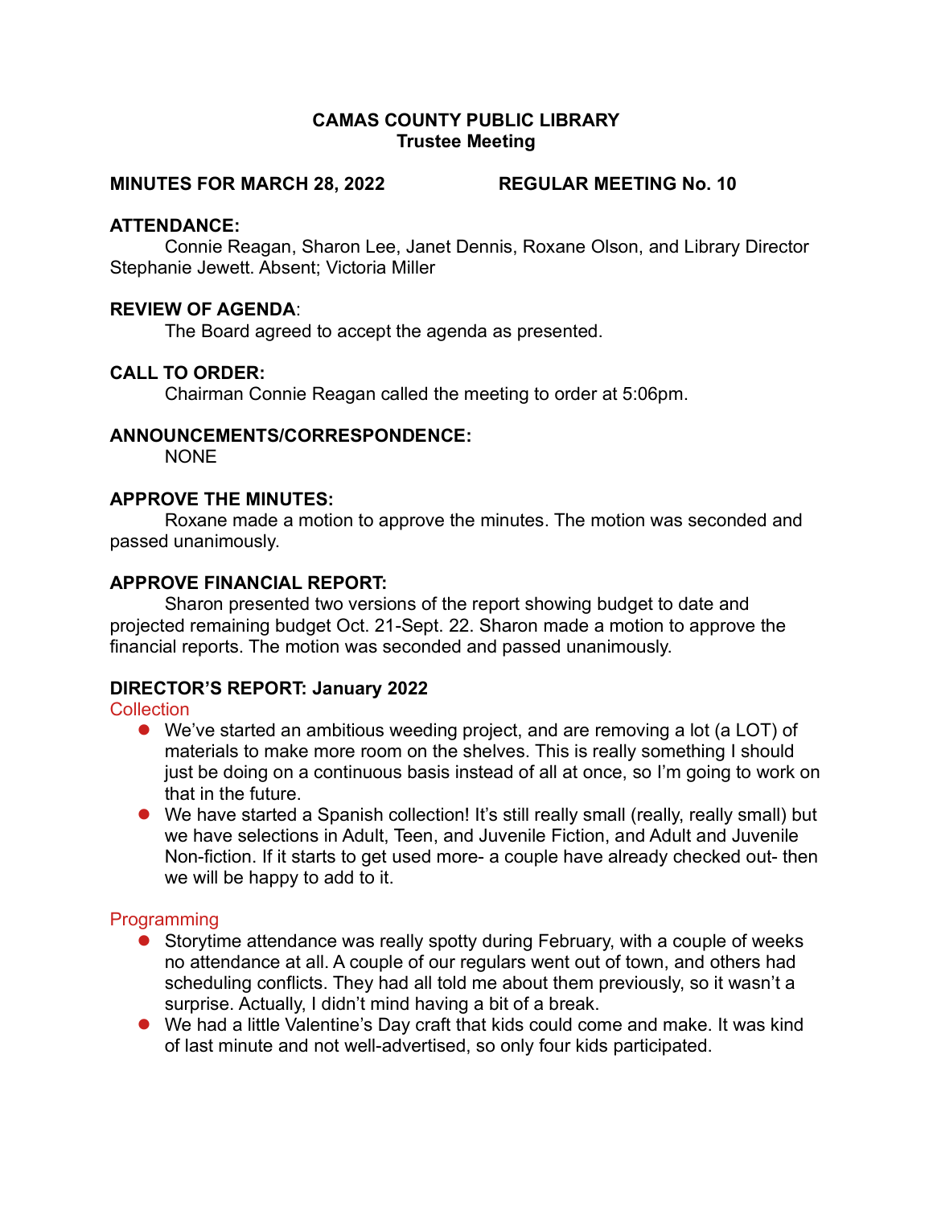**CAMAS COUNTY PUBLIC LIBRARY**
**Trustee Meeting**

**MINUTES FOR MARCH 28, 2022 REGULAR MEETING No. 10**

**ATTENDANCE:**

Connie Reagan, Sharon Lee, Janet Dennis, Roxane Olson, and Library Director Stephanie Jewett. Absent; Victoria Miller

**REVIEW OF AGENDA**:

The Board agreed to accept the agenda as presented.

**CALL TO ORDER:**

Chairman Connie Reagan called the meeting to order at 5:06pm.

**ANNOUNCEMENTS/CORRESPONDENCE:**

NONE

**APPROVE THE MINUTES:**

Roxane made a motion to approve the minutes. The motion was seconded and passed unanimously.

**APPROVE FINANCIAL REPORT:**

Sharon presented two versions of the report showing budget to date and projected remaining budget Oct. 21-Sept. 22. Sharon made a motion to approve the financial reports. The motion was seconded and passed unanimously.

**DIRECTOR'S REPORT: January 2022**

Collection

- We've started an ambitious weeding project, and are removing a lot (a LOT) of materials to make more room on the shelves. This is really something I should just be doing on a continuous basis instead of all at once, so I'm going to work on that in the future.
- We have started a Spanish collection! It's still really small (really, really small) but we have selections in Adult, Teen, and Juvenile Fiction, and Adult and Juvenile Non-fiction. If it starts to get used more- a couple have already checked out- then we will be happy to add to it.

Programming

- Storytime attendance was really spotty during February, with a couple of weeks no attendance at all. A couple of our regulars went out of town, and others had scheduling conflicts. They had all told me about them previously, so it wasn't a surprise. Actually, I didn't mind having a bit of a break.
- We had a little Valentine's Day craft that kids could come and make. It was kind of last minute and not well-advertised, so only four kids participated.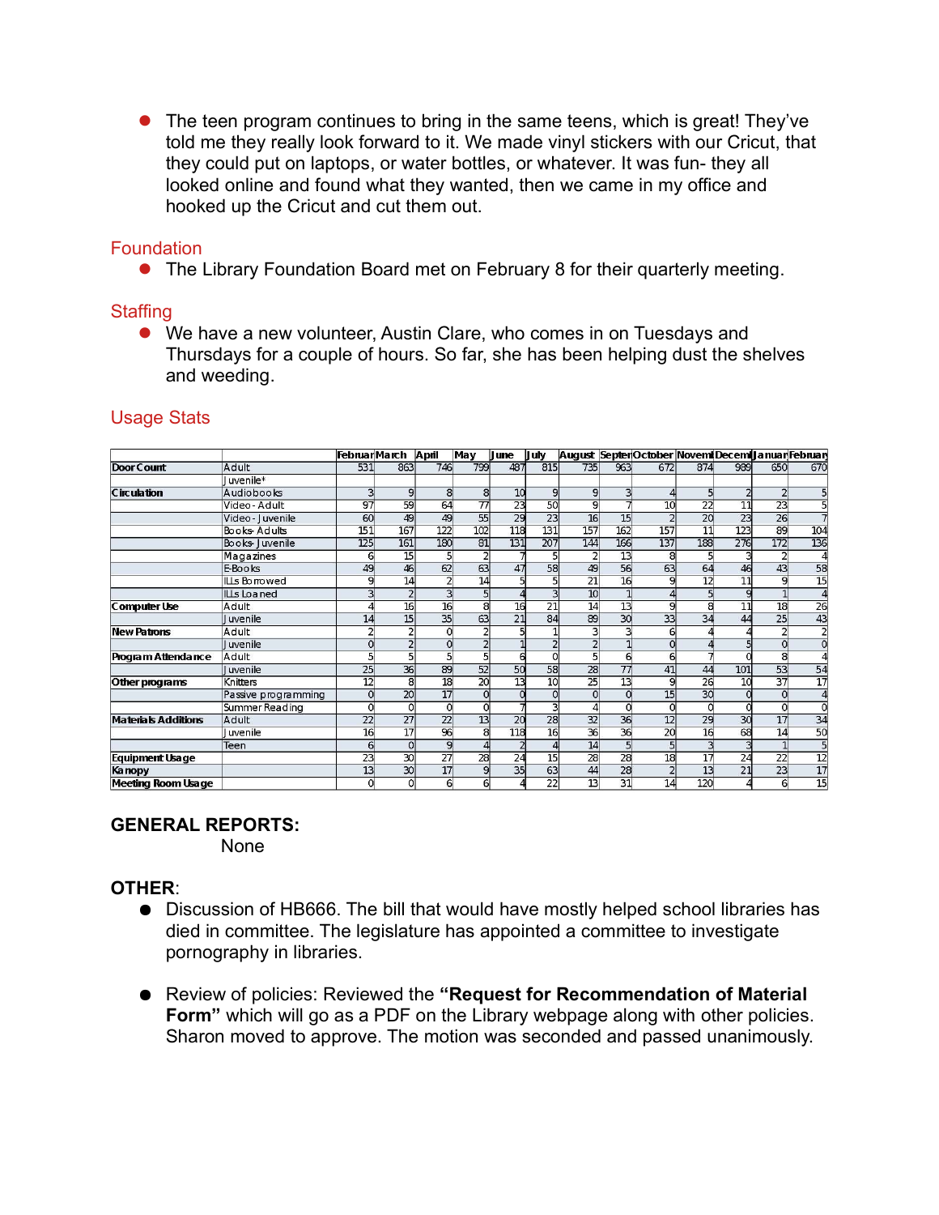- The teen program continues to bring in the same teens, which is great! They've told me they really look forward to it. We made vinyl stickers with our Cricut, that they could put on laptops, or water bottles, or whatever. It was fun- they all looked online and found what they wanted, then we came in my office and hooked up the Cricut and cut them out.

## Foundation

- The Library Foundation Board met on February 8 for their quarterly meeting.

## Staffing

- We have a new volunteer, Austin Clare, who comes in on Tuesdays and Thursdays for a couple of hours. So far, she has been helping dust the shelves and weeding.

## Usage Stats

| | | Februar | March | April | May | June | July | August | Septer | October | Novem | Decem | Januar | Februar |
|---|---|---|---|---|---|---|---|---|---|---|---|---|---|---|
| **Door Count** | Adult | 531 | 863 | 746 | 799 | 487 | 815 | 735 | 963 | 672 | 874 | 989 | 650 | 670 |
| | Juvenile* | | | | | | | | | | | | | |
| **Circulation** | Audiobooks | 3 | 9 | 8 | 8 | 10 | 9 | 9 | 3 | 4 | 5 | 2 | 2 | 5 |
| | Video - Adult | 97 | 59 | 64 | 77 | 23 | 50 | 9 | 7 | 10 | 22 | 11 | 23 | 5 |
| | Video - Juvenile | 60 | 49 | 49 | 55 | 29 | 23 | 16 | 15 | 2 | 20 | 23 | 26 | 7 |
| | Books- Adults | 151 | 167 | 122 | 102 | 118 | 131 | 157 | 162 | 157 | 11 | 123 | 89 | 104 |
| | Books- Juvenile | 125 | 161 | 180 | 81 | 131 | 207 | 144 | 166 | 137 | 188 | 276 | 172 | 136 |
| | Magazines | 6 | 15 | 5 | 2 | 7 | 5 | 2 | 13 | 8 | 5 | 3 | 2 | 4 |
| | E-Books | 49 | 46 | 62 | 63 | 47 | 58 | 49 | 56 | 63 | 64 | 46 | 43 | 58 |
| | ILLs Borrowed | 9 | 14 | 2 | 14 | 5 | 5 | 21 | 16 | 9 | 12 | 11 | 9 | 15 |
| | ILLs Loaned | 3 | 2 | 3 | 5 | 4 | 3 | 10 | 1 | 4 | 5 | 9 | 1 | 4 |
| **Computer Use** | Adult | 4 | 16 | 16 | 8 | 16 | 21 | 14 | 13 | 9 | 8 | 11 | 18 | 26 |
| | Juvenile | 14 | 15 | 35 | 63 | 21 | 84 | 89 | 30 | 33 | 34 | 44 | 25 | 43 |
| **New Patrons** | Adult | 2 | 2 | 0 | 2 | 5 | 1 | 3 | 3 | 6 | 4 | 4 | 2 | 2 |
| | Juvenile | 0 | 2 | 0 | 2 | 1 | 2 | 2 | 1 | 0 | 4 | 5 | 0 | 0 |
| **Program Attendance** | Adult | 5 | 5 | 5 | 5 | 6 | 0 | 5 | 6 | 6 | 7 | 0 | 8 | 4 |
| | Juvenile | 25 | 36 | 89 | 52 | 50 | 58 | 28 | 77 | 41 | 44 | 101 | 53 | 54 |
| **Other programs** | Knitters | 12 | 8 | 18 | 20 | 13 | 10 | 25 | 13 | 9 | 26 | 10 | 37 | 17 |
| | Passive programming | 0 | 20 | 17 | 0 | 0 | 0 | 0 | 0 | 15 | 30 | 0 | 0 | 4 |
| | Summer Reading | 0 | 0 | 0 | 0 | 7 | 3 | 4 | 0 | 0 | 0 | 0 | 0 | 0 |
| **Materials Additions** | Adult | 22 | 27 | 22 | 13 | 20 | 28 | 32 | 36 | 12 | 29 | 30 | 17 | 34 |
| | Juvenile | 16 | 17 | 96 | 8 | 118 | 16 | 36 | 36 | 20 | 16 | 68 | 14 | 50 |
| | Teen | 6 | 0 | 9 | 4 | 2 | 4 | 14 | 5 | 5 | 3 | 3 | 1 | 5 |
| **Equipment Usage** | | 23 | 30 | 27 | 28 | 24 | 15 | 28 | 28 | 18 | 17 | 24 | 22 | 12 |
| **Kanopy** | | 13 | 30 | 17 | 9 | 35 | 63 | 44 | 28 | 2 | 13 | 21 | 23 | 17 |
| **Meeting Room Usage** | | 0 | 0 | 6 | 6 | 4 | 22 | 13 | 31 | 14 | 120 | 4 | 6 | 15 |

**GENERAL REPORTS:**

None

**OTHER**:

- Discussion of HB666. The bill that would have mostly helped school libraries has died in committee. The legislature has appointed a committee to investigate pornography in libraries.

- Review of policies: Reviewed the **"Request for Recommendation of Material Form"** which will go as a PDF on the Library webpage along with other policies. Sharon moved to approve. The motion was seconded and passed unanimously.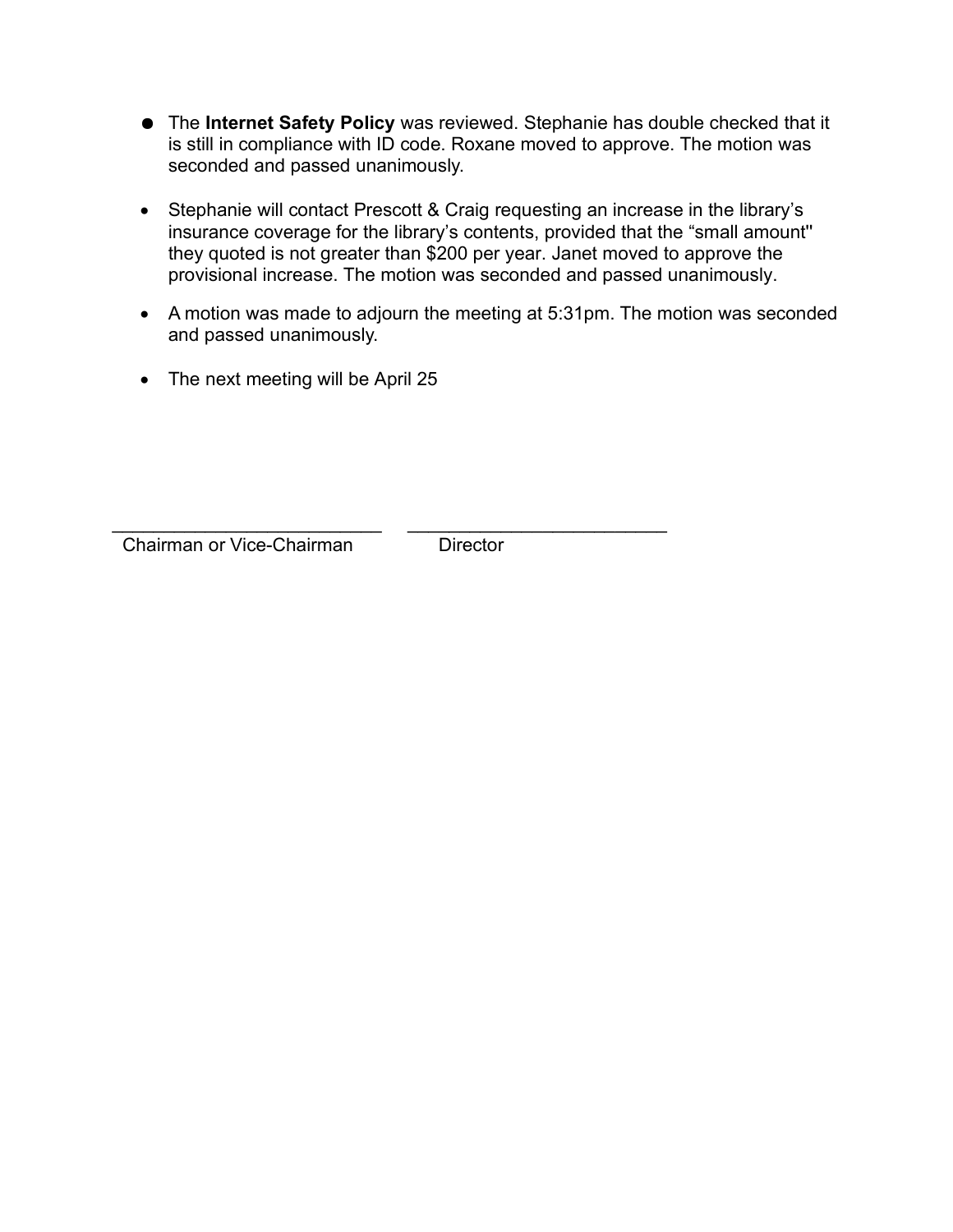- The **Internet Safety Policy** was reviewed. Stephanie has double checked that it is still in compliance with ID code. Roxane moved to approve. The motion was seconded and passed unanimously.

- Stephanie will contact Prescott & Craig requesting an increase in the library's insurance coverage for the library's contents, provided that the "small amount" they quoted is not greater than $200 per year. Janet moved to approve the provisional increase. The motion was seconded and passed unanimously.

- A motion was made to adjourn the meeting at 5:31pm. The motion was seconded and passed unanimously.

- The next meeting will be April 25

\_\_\_\_\_\_\_\_\_\_\_\_\_\_\_\_\_\_\_\_\_\_\_\_\_\_ \_\_\_\_\_\_\_\_\_\_\_\_\_\_\_\_\_\_\_\_\_\_\_\_\_\_

Chairman or Vice-Chairman Director